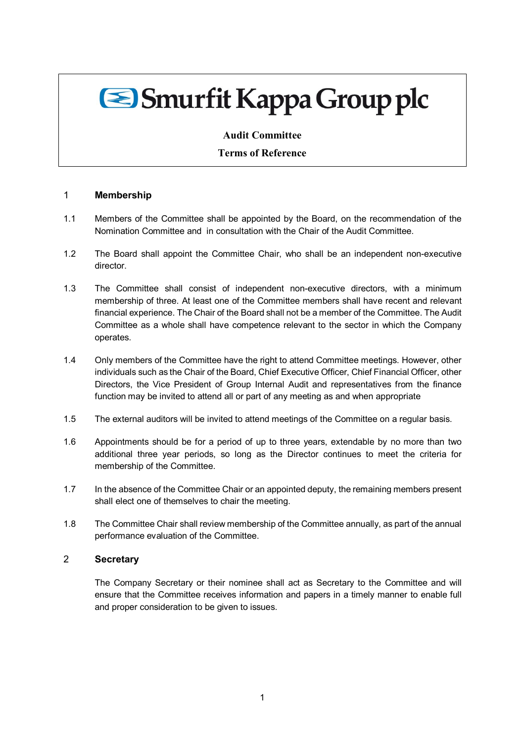# Smurfit Kappa Group plc

**Audit Committee**

**Terms of Reference**

## 1 Membership

1.1 Members of the Committee shall be appointed by the Board, on the recommendation of the Nomination Committee and in consultation with the Chair of the Audit Committee.

1.2 The Board shall appoint the Committee Chair, who shall be an independent non-executive director.

1.3 The Committee shall consist of independent non-executive directors, with a minimum membership of three. At least one of the Committee members shall have recent and relevant financial experience. The Chair of the Board shall not be a member of the Committee. The Audit Committee as a whole shall have competence relevant to the sector in which the Company operates.

1.4 Only members of the Committee have the right to attend Committee meetings. However, other individuals such as the Chair of the Board, Chief Executive Officer, Chief Financial Officer, other Directors, the Vice President of Group Internal Audit and representatives from the finance function may be invited to attend all or part of any meeting as and when appropriate

1.5 The external auditors will be invited to attend meetings of the Committee on a regular basis.

1.6 Appointments should be for a period of up to three years, extendable by no more than two additional three year periods, so long as the Director continues to meet the criteria for membership of the Committee.

1.7 In the absence of the Committee Chair or an appointed deputy, the remaining members present shall elect one of themselves to chair the meeting.

1.8 The Committee Chair shall review membership of the Committee annually, as part of the annual performance evaluation of the Committee.

## 2 Secretary

The Company Secretary or their nominee shall act as Secretary to the Committee and will ensure that the Committee receives information and papers in a timely manner to enable full and proper consideration to be given to issues.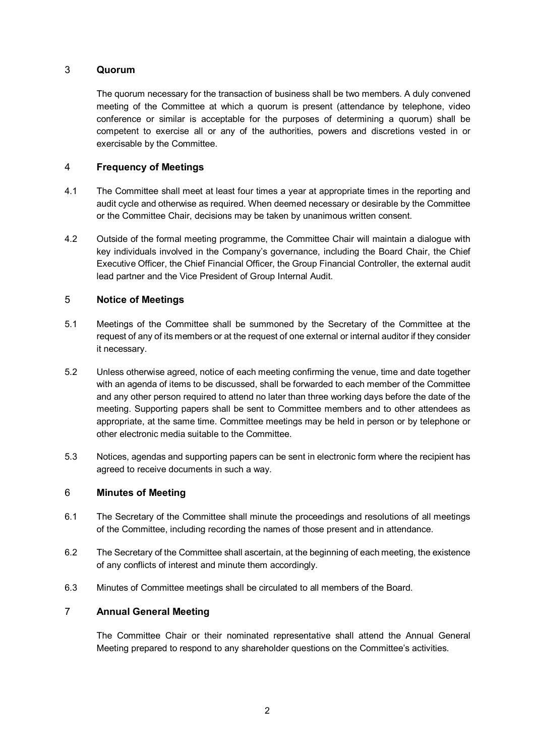## 3 Quorum

The quorum necessary for the transaction of business shall be two members. A duly convened meeting of the Committee at which a quorum is present (attendance by telephone, video conference or similar is acceptable for the purposes of determining a quorum) shall be competent to exercise all or any of the authorities, powers and discretions vested in or exercisable by the Committee.

## 4 Frequency of Meetings

4.1 The Committee shall meet at least four times a year at appropriate times in the reporting and audit cycle and otherwise as required. When deemed necessary or desirable by the Committee or the Committee Chair, decisions may be taken by unanimous written consent.

4.2 Outside of the formal meeting programme, the Committee Chair will maintain a dialogue with key individuals involved in the Company's governance, including the Board Chair, the Chief Executive Officer, the Chief Financial Officer, the Group Financial Controller, the external audit lead partner and the Vice President of Group Internal Audit.

## 5 Notice of Meetings

5.1 Meetings of the Committee shall be summoned by the Secretary of the Committee at the request of any of its members or at the request of one external or internal auditor if they consider it necessary.

5.2 Unless otherwise agreed, notice of each meeting confirming the venue, time and date together with an agenda of items to be discussed, shall be forwarded to each member of the Committee and any other person required to attend no later than three working days before the date of the meeting. Supporting papers shall be sent to Committee members and to other attendees as appropriate, at the same time. Committee meetings may be held in person or by telephone or other electronic media suitable to the Committee.

5.3 Notices, agendas and supporting papers can be sent in electronic form where the recipient has agreed to receive documents in such a way.

## 6 Minutes of Meeting

6.1 The Secretary of the Committee shall minute the proceedings and resolutions of all meetings of the Committee, including recording the names of those present and in attendance.

6.2 The Secretary of the Committee shall ascertain, at the beginning of each meeting, the existence of any conflicts of interest and minute them accordingly.

6.3 Minutes of Committee meetings shall be circulated to all members of the Board.

## 7 Annual General Meeting

The Committee Chair or their nominated representative shall attend the Annual General Meeting prepared to respond to any shareholder questions on the Committee's activities.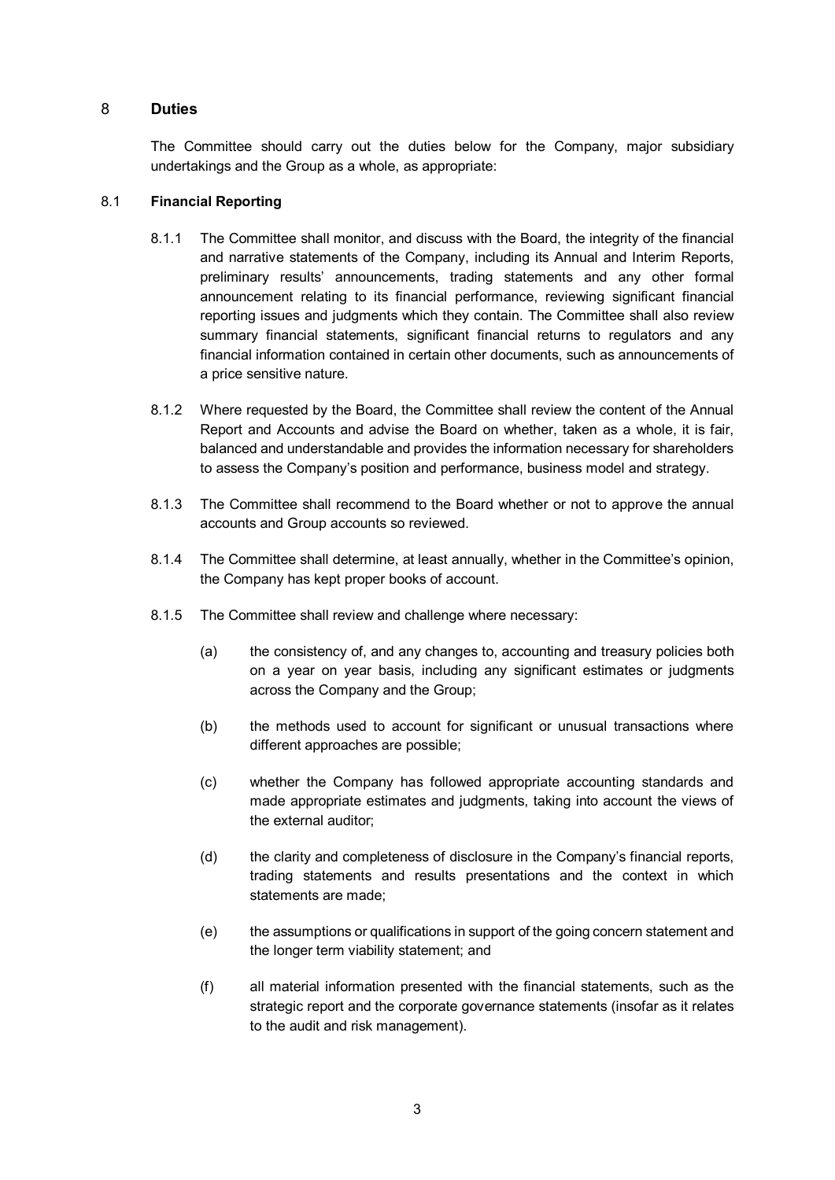## 8 Duties

The Committee should carry out the duties below for the Company, major subsidiary undertakings and the Group as a whole, as appropriate:

### 8.1 Financial Reporting

8.1.1 The Committee shall monitor, and discuss with the Board, the integrity of the financial and narrative statements of the Company, including its Annual and Interim Reports, preliminary results' announcements, trading statements and any other formal announcement relating to its financial performance, reviewing significant financial reporting issues and judgments which they contain. The Committee shall also review summary financial statements, significant financial returns to regulators and any financial information contained in certain other documents, such as announcements of a price sensitive nature.

8.1.2 Where requested by the Board, the Committee shall review the content of the Annual Report and Accounts and advise the Board on whether, taken as a whole, it is fair, balanced and understandable and provides the information necessary for shareholders to assess the Company's position and performance, business model and strategy.

8.1.3 The Committee shall recommend to the Board whether or not to approve the annual accounts and Group accounts so reviewed.

8.1.4 The Committee shall determine, at least annually, whether in the Committee's opinion, the Company has kept proper books of account.

8.1.5 The Committee shall review and challenge where necessary:

(a) the consistency of, and any changes to, accounting and treasury policies both on a year on year basis, including any significant estimates or judgments across the Company and the Group;

(b) the methods used to account for significant or unusual transactions where different approaches are possible;

(c) whether the Company has followed appropriate accounting standards and made appropriate estimates and judgments, taking into account the views of the external auditor;

(d) the clarity and completeness of disclosure in the Company's financial reports, trading statements and results presentations and the context in which statements are made;

(e) the assumptions or qualifications in support of the going concern statement and the longer term viability statement; and

(f) all material information presented with the financial statements, such as the strategic report and the corporate governance statements (insofar as it relates to the audit and risk management).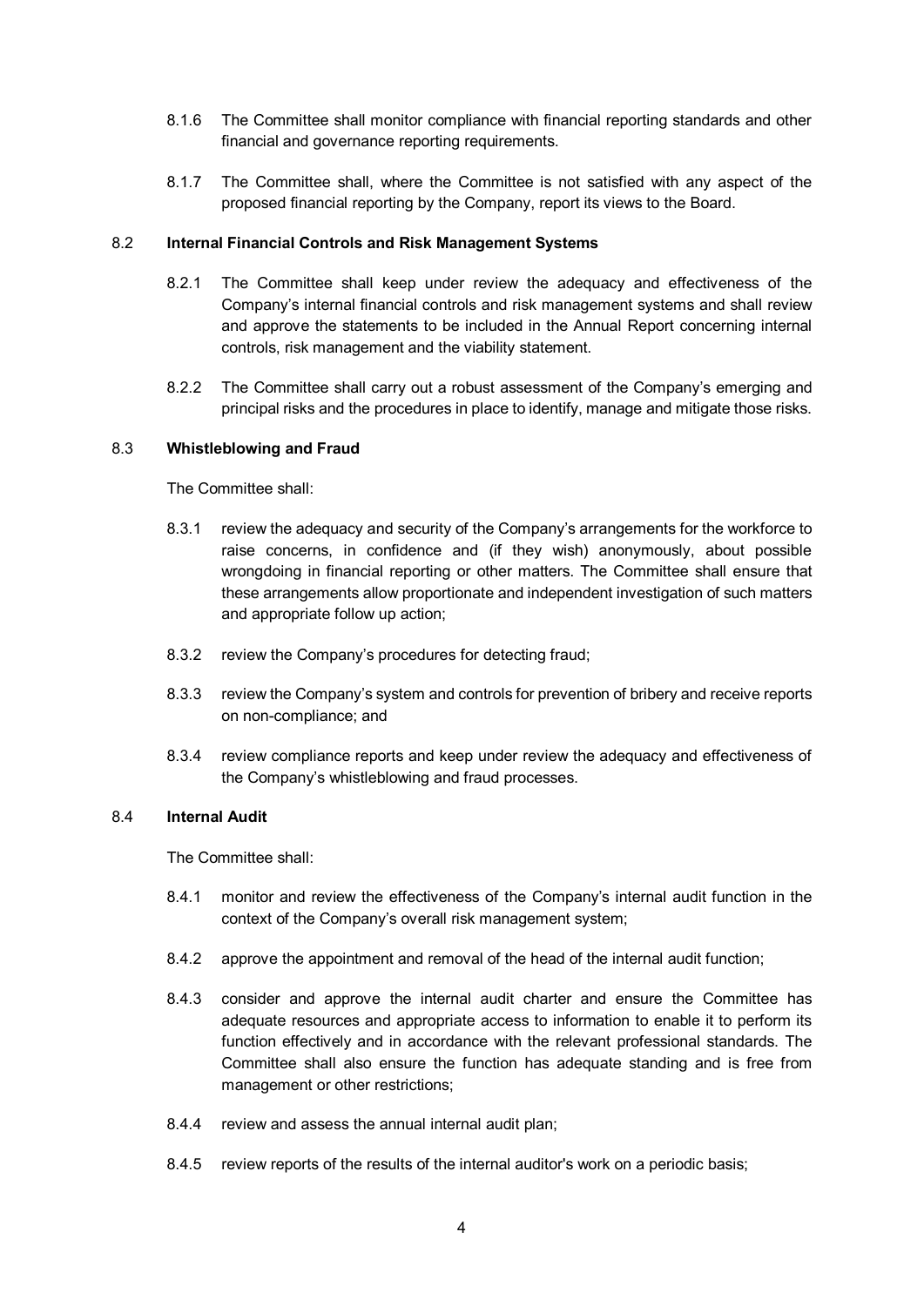8.1.6 The Committee shall monitor compliance with financial reporting standards and other financial and governance reporting requirements.

8.1.7 The Committee shall, where the Committee is not satisfied with any aspect of the proposed financial reporting by the Company, report its views to the Board.

8.2 **Internal Financial Controls and Risk Management Systems**

8.2.1 The Committee shall keep under review the adequacy and effectiveness of the Company's internal financial controls and risk management systems and shall review and approve the statements to be included in the Annual Report concerning internal controls, risk management and the viability statement.

8.2.2 The Committee shall carry out a robust assessment of the Company's emerging and principal risks and the procedures in place to identify, manage and mitigate those risks.

8.3 **Whistleblowing and Fraud**

The Committee shall:

8.3.1 review the adequacy and security of the Company's arrangements for the workforce to raise concerns, in confidence and (if they wish) anonymously, about possible wrongdoing in financial reporting or other matters. The Committee shall ensure that these arrangements allow proportionate and independent investigation of such matters and appropriate follow up action;

8.3.2 review the Company's procedures for detecting fraud;

8.3.3 review the Company's system and controls for prevention of bribery and receive reports on non-compliance; and

8.3.4 review compliance reports and keep under review the adequacy and effectiveness of the Company's whistleblowing and fraud processes.

8.4 **Internal Audit**

The Committee shall:

8.4.1 monitor and review the effectiveness of the Company's internal audit function in the context of the Company's overall risk management system;

8.4.2 approve the appointment and removal of the head of the internal audit function;

8.4.3 consider and approve the internal audit charter and ensure the Committee has adequate resources and appropriate access to information to enable it to perform its function effectively and in accordance with the relevant professional standards. The Committee shall also ensure the function has adequate standing and is free from management or other restrictions;

8.4.4 review and assess the annual internal audit plan;

8.4.5 review reports of the results of the internal auditor's work on a periodic basis;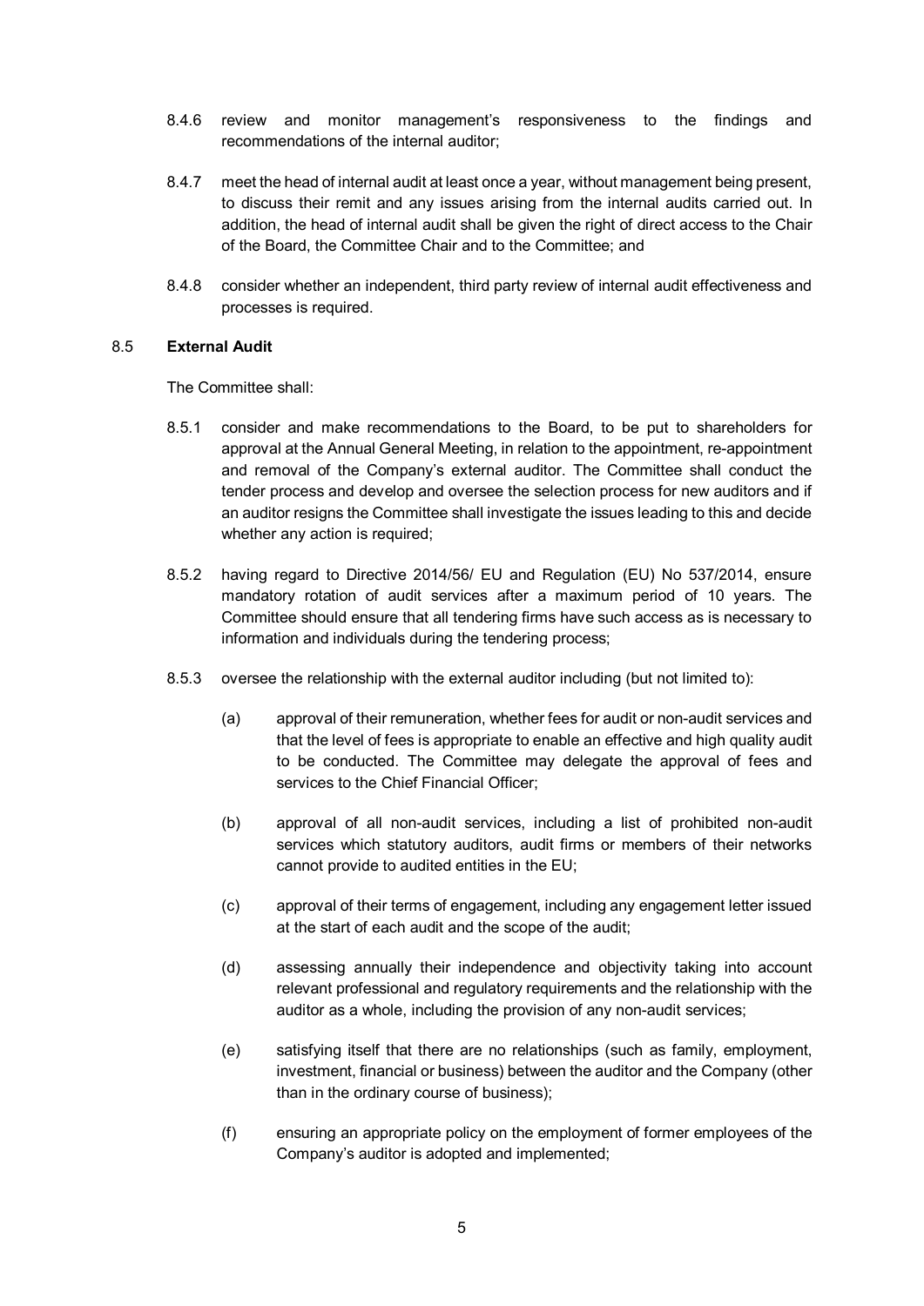8.4.6 review and monitor management's responsiveness to the findings and recommendations of the internal auditor;

8.4.7 meet the head of internal audit at least once a year, without management being present, to discuss their remit and any issues arising from the internal audits carried out. In addition, the head of internal audit shall be given the right of direct access to the Chair of the Board, the Committee Chair and to the Committee; and

8.4.8 consider whether an independent, third party review of internal audit effectiveness and processes is required.

8.5 **External Audit**

The Committee shall:

8.5.1 consider and make recommendations to the Board, to be put to shareholders for approval at the Annual General Meeting, in relation to the appointment, re-appointment and removal of the Company's external auditor. The Committee shall conduct the tender process and develop and oversee the selection process for new auditors and if an auditor resigns the Committee shall investigate the issues leading to this and decide whether any action is required;

8.5.2 having regard to Directive 2014/56/ EU and Regulation (EU) No 537/2014, ensure mandatory rotation of audit services after a maximum period of 10 years. The Committee should ensure that all tendering firms have such access as is necessary to information and individuals during the tendering process;

8.5.3 oversee the relationship with the external auditor including (but not limited to):

(a) approval of their remuneration, whether fees for audit or non-audit services and that the level of fees is appropriate to enable an effective and high quality audit to be conducted. The Committee may delegate the approval of fees and services to the Chief Financial Officer;

(b) approval of all non-audit services, including a list of prohibited non-audit services which statutory auditors, audit firms or members of their networks cannot provide to audited entities in the EU;

(c) approval of their terms of engagement, including any engagement letter issued at the start of each audit and the scope of the audit;

(d) assessing annually their independence and objectivity taking into account relevant professional and regulatory requirements and the relationship with the auditor as a whole, including the provision of any non-audit services;

(e) satisfying itself that there are no relationships (such as family, employment, investment, financial or business) between the auditor and the Company (other than in the ordinary course of business);

(f) ensuring an appropriate policy on the employment of former employees of the Company's auditor is adopted and implemented;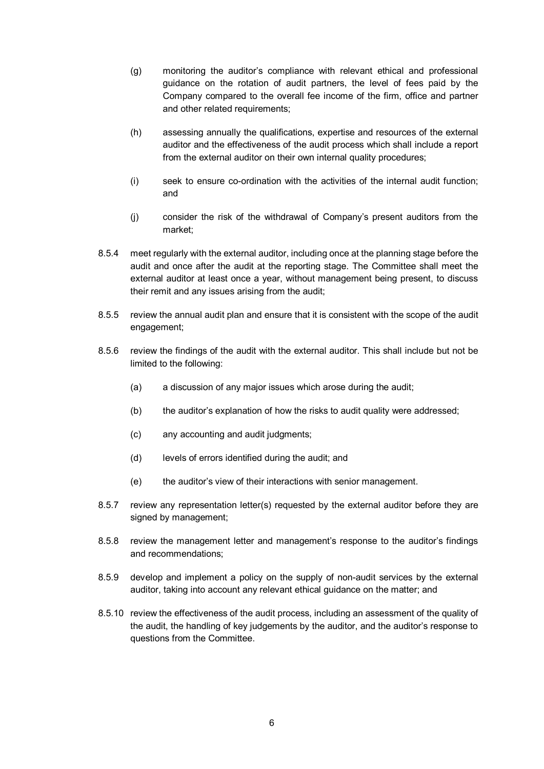(g) monitoring the auditor's compliance with relevant ethical and professional guidance on the rotation of audit partners, the level of fees paid by the Company compared to the overall fee income of the firm, office and partner and other related requirements;

(h) assessing annually the qualifications, expertise and resources of the external auditor and the effectiveness of the audit process which shall include a report from the external auditor on their own internal quality procedures;

(i) seek to ensure co-ordination with the activities of the internal audit function; and

(j) consider the risk of the withdrawal of Company's present auditors from the market;

8.5.4 meet regularly with the external auditor, including once at the planning stage before the audit and once after the audit at the reporting stage. The Committee shall meet the external auditor at least once a year, without management being present, to discuss their remit and any issues arising from the audit;

8.5.5 review the annual audit plan and ensure that it is consistent with the scope of the audit engagement;

8.5.6 review the findings of the audit with the external auditor. This shall include but not be limited to the following:

(a) a discussion of any major issues which arose during the audit;

(b) the auditor's explanation of how the risks to audit quality were addressed;

(c) any accounting and audit judgments;

(d) levels of errors identified during the audit; and

(e) the auditor's view of their interactions with senior management.

8.5.7 review any representation letter(s) requested by the external auditor before they are signed by management;

8.5.8 review the management letter and management's response to the auditor's findings and recommendations;

8.5.9 develop and implement a policy on the supply of non-audit services by the external auditor, taking into account any relevant ethical guidance on the matter; and

8.5.10 review the effectiveness of the audit process, including an assessment of the quality of the audit, the handling of key judgements by the auditor, and the auditor's response to questions from the Committee.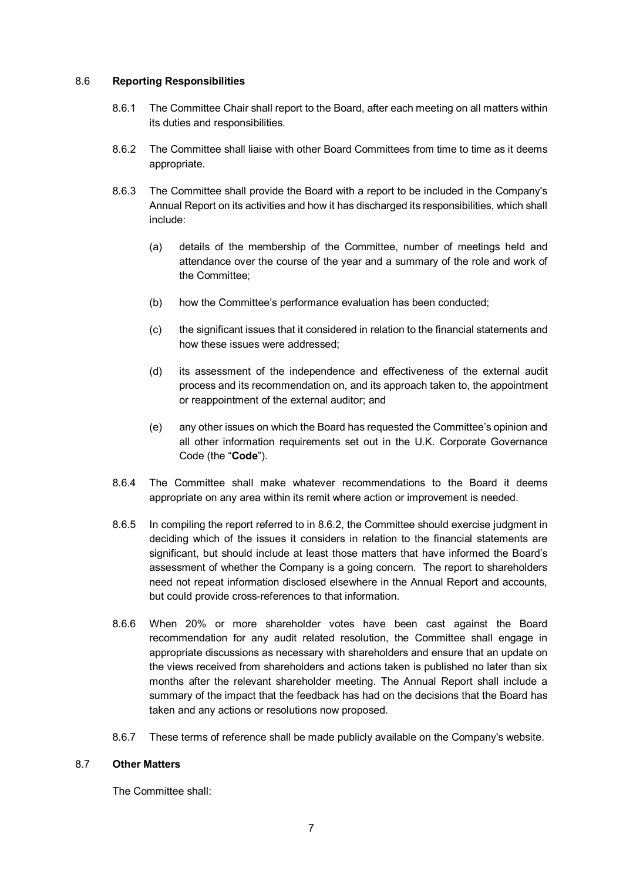## 8.6 **Reporting Responsibilities**

8.6.1 The Committee Chair shall report to the Board, after each meeting on all matters within its duties and responsibilities.

8.6.2 The Committee shall liaise with other Board Committees from time to time as it deems appropriate.

8.6.3 The Committee shall provide the Board with a report to be included in the Company's Annual Report on its activities and how it has discharged its responsibilities, which shall include:

(a) details of the membership of the Committee, number of meetings held and attendance over the course of the year and a summary of the role and work of the Committee;

(b) how the Committee's performance evaluation has been conducted;

(c) the significant issues that it considered in relation to the financial statements and how these issues were addressed;

(d) its assessment of the independence and effectiveness of the external audit process and its recommendation on, and its approach taken to, the appointment or reappointment of the external auditor; and

(e) any other issues on which the Board has requested the Committee's opinion and all other information requirements set out in the U.K. Corporate Governance Code (the "**Code**").

8.6.4 The Committee shall make whatever recommendations to the Board it deems appropriate on any area within its remit where action or improvement is needed.

8.6.5 In compiling the report referred to in 8.6.2, the Committee should exercise judgment in deciding which of the issues it considers in relation to the financial statements are significant, but should include at least those matters that have informed the Board's assessment of whether the Company is a going concern. The report to shareholders need not repeat information disclosed elsewhere in the Annual Report and accounts, but could provide cross-references to that information.

8.6.6 When 20% or more shareholder votes have been cast against the Board recommendation for any audit related resolution, the Committee shall engage in appropriate discussions as necessary with shareholders and ensure that an update on the views received from shareholders and actions taken is published no later than six months after the relevant shareholder meeting. The Annual Report shall include a summary of the impact that the feedback has had on the decisions that the Board has taken and any actions or resolutions now proposed.

8.6.7 These terms of reference shall be made publicly available on the Company's website.

## 8.7 **Other Matters**

The Committee shall: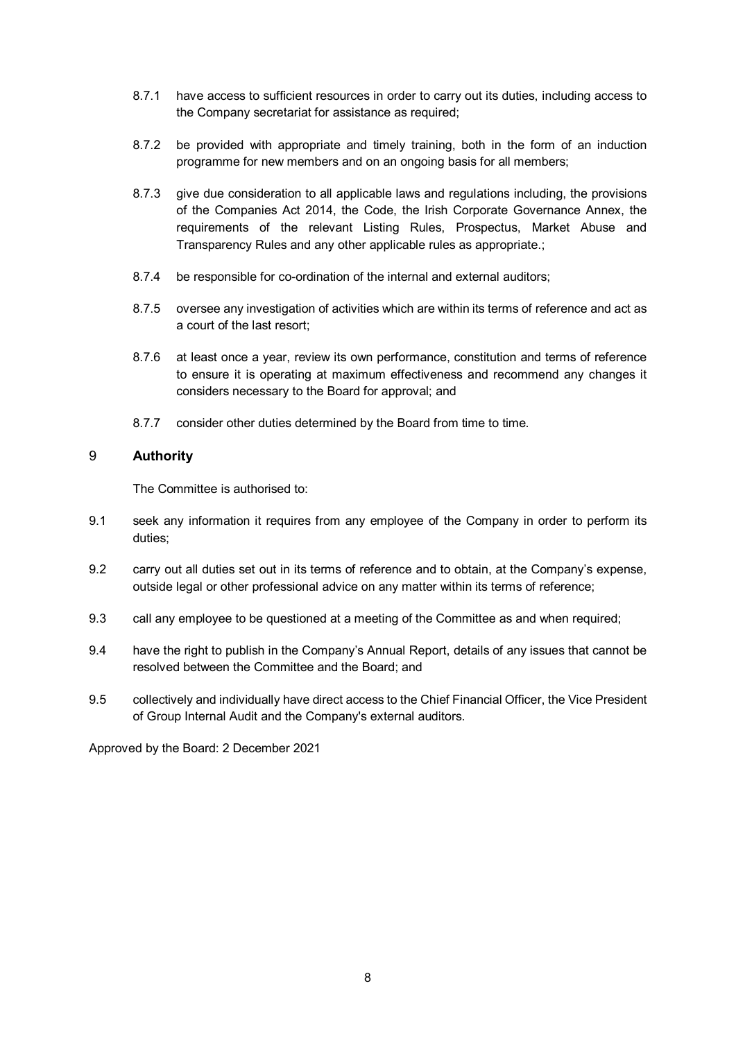8.7.1 have access to sufficient resources in order to carry out its duties, including access to the Company secretariat for assistance as required;

8.7.2 be provided with appropriate and timely training, both in the form of an induction programme for new members and on an ongoing basis for all members;

8.7.3 give due consideration to all applicable laws and regulations including, the provisions of the Companies Act 2014, the Code, the Irish Corporate Governance Annex, the requirements of the relevant Listing Rules, Prospectus, Market Abuse and Transparency Rules and any other applicable rules as appropriate.;

8.7.4 be responsible for co-ordination of the internal and external auditors;

8.7.5 oversee any investigation of activities which are within its terms of reference and act as a court of the last resort;

8.7.6 at least once a year, review its own performance, constitution and terms of reference to ensure it is operating at maximum effectiveness and recommend any changes it considers necessary to the Board for approval; and

8.7.7 consider other duties determined by the Board from time to time.

## 9 Authority

The Committee is authorised to:

9.1 seek any information it requires from any employee of the Company in order to perform its duties;

9.2 carry out all duties set out in its terms of reference and to obtain, at the Company's expense, outside legal or other professional advice on any matter within its terms of reference;

9.3 call any employee to be questioned at a meeting of the Committee as and when required;

9.4 have the right to publish in the Company's Annual Report, details of any issues that cannot be resolved between the Committee and the Board; and

9.5 collectively and individually have direct access to the Chief Financial Officer, the Vice President of Group Internal Audit and the Company's external auditors.

Approved by the Board: 2 December 2021